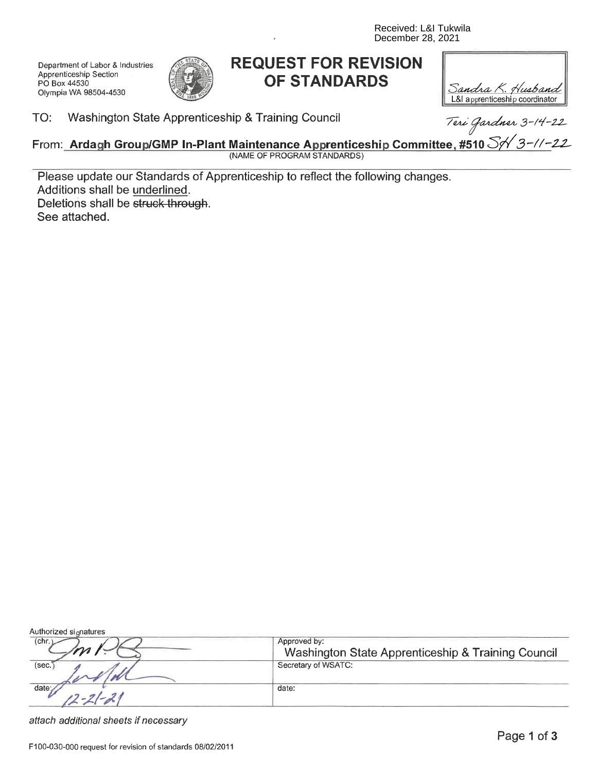Received: L&I Tukwila
December 28, 2021

Department of Labor & Industries
Apprenticeship Section
PO Box 44530
Olympia WA 98504-4530

# REQUEST FOR REVISION OF STANDARDS

Sandra K. Husband
L&I apprenticeship coordinator

TO: Washington State Apprenticeship & Training Council

Teri Gardner 3-14-22

From: **Ardagh Group/GMP In-Plant Maintenance Apprenticeship Committee, #510** SH 3-11-22
(NAME OF PROGRAM STANDARDS)

Please update our Standards of Apprenticeship to reflect the following changes.
Additions shall be <u>underlined</u>.
Deletions shall be ~~struck through~~.
See attached.

| Authorized signatures | |
|---|---|
| (chr.) | Approved by: Washington State Apprenticeship & Training Council |
| (sec.) | Secretary of WSATC: |
| date: 12-21-21 | date: |

*attach additional sheets if necessary*

F100-030-000 request for revision of standards 08/02/2011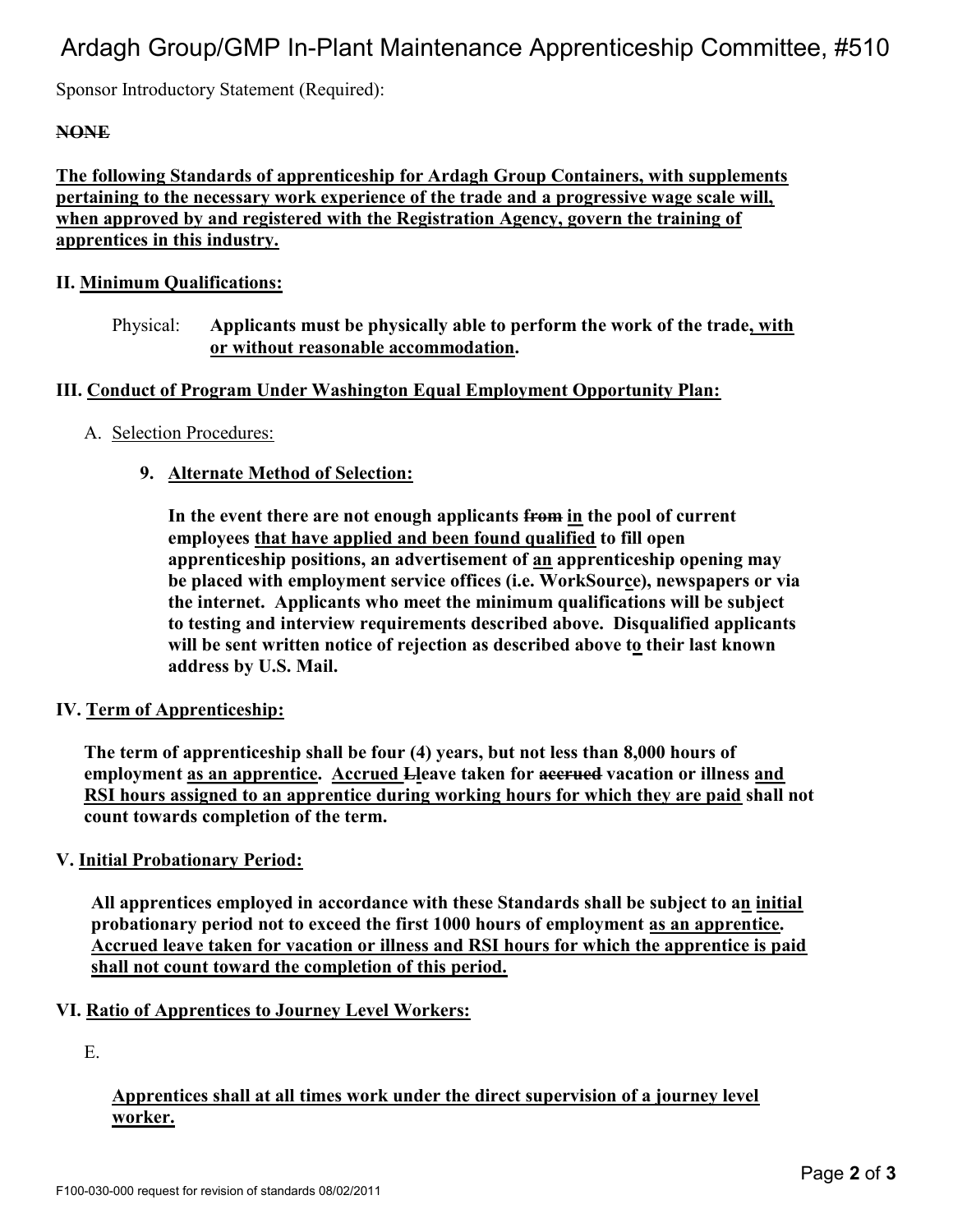# Ardagh Group/GMP In-Plant Maintenance Apprenticeship Committee, #510

Sponsor Introductory Statement (Required):

~~**NONE**~~

<u>**The following Standards of apprenticeship for Ardagh Group Containers, with supplements pertaining to the necessary work experience of the trade and a progressive wage scale will, when approved by and registered with the Registration Agency, govern the training of apprentices in this industry.**</u>

**II. <u>Minimum Qualifications:</u>**

Physical: **Applicants must be physically able to perform the work of the trade<u>, with or without reasonable accommodation</u>.**

**III. <u>Conduct of Program Under Washington Equal Employment Opportunity Plan:</u>**

A. <u>Selection Procedures:</u>

**9. <u>Alternate Method of Selection:</u>**

**In the event there are not enough applicants ~~from~~ <u>in</u> the pool of current employees <u>that have applied and been found qualified</u> to fill open apprenticeship positions, an advertisement of <u>an</u> apprenticeship opening may be placed with employment service offices (i.e. WorkSour<u>c</u>e), newspapers or via the internet. Applicants who meet the minimum qualifications will be subject to testing and interview requirements described above. Disqualified applicants will be sent written notice of rejection as described above t<u>o</u> their last known address by U.S. Mail.**

**IV. <u>Term of Apprenticeship:</u>**

**The term of apprenticeship shall be four (4) years, but not less than 8,000 hours of employment <u>as an apprentice</u>. <u>Accrued</u> ~~L~~<u>l</u>eave taken for ~~accrued~~ vacation or illness <u>and RSI hours assigned to an apprentice during working hours for which they are paid</u> shall not count towards completion of the term.**

**V. <u>Initial Probationary Period:</u>**

**All apprentices employed in accordance with these Standards shall be subject to a<u>n</u> <u>initial</u> probationary period not to exceed the first 1000 hours of employment <u>as an apprentice</u>. <u>Accrued leave taken for vacation or illness and RSI hours for which the apprentice is paid shall not count toward the completion of this period.</u>**

**VI. <u>Ratio of Apprentices to Journey Level Workers:</u>**

E.

<u>**Apprentices shall at all times work under the direct supervision of a journey level worker.**</u>

F100-030-000 request for revision of standards 08/02/2011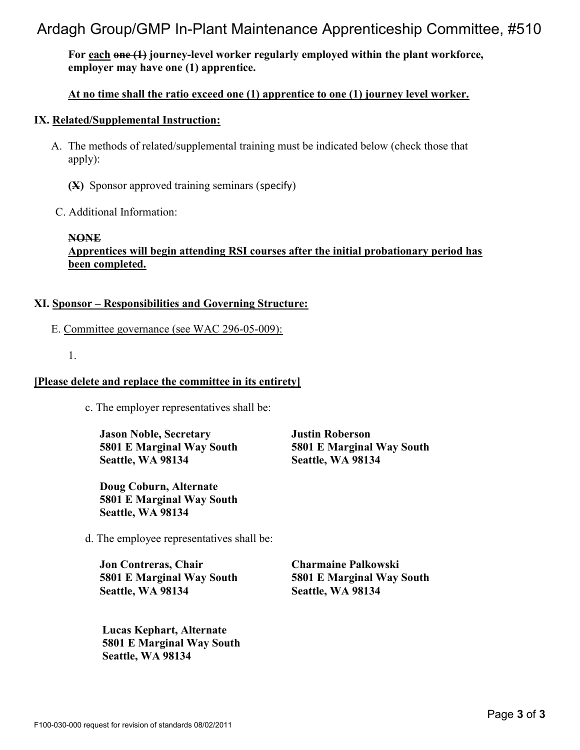**For each ~~one (1)~~ journey-level worker regularly employed within the plant workforce, employer may have one (1) apprentice.**

**At no time shall the ratio exceed one (1) apprentice to one (1) journey level worker.**

## IX. Related/Supplemental Instruction:

A. The methods of related/supplemental training must be indicated below (check those that apply):

**(~~X~~)** Sponsor approved training seminars (specify)

C. Additional Information:

**~~NONE~~**
**Apprentices will begin attending RSI courses after the initial probationary period has been completed.**

## XI. Sponsor – Responsibilities and Governing Structure:

E. Committee governance (see WAC 296-05-009):

1.

**[Please delete and replace the committee in its entirety]**

c. The employer representatives shall be:

**Jason Noble, Secretary**
**5801 E Marginal Way South**
**Seattle, WA 98134**

**Justin Roberson**
**5801 E Marginal Way South**
**Seattle, WA 98134**

**Doug Coburn, Alternate**
**5801 E Marginal Way South**
**Seattle, WA 98134**

d. The employee representatives shall be:

**Jon Contreras, Chair**
**5801 E Marginal Way South**
**Seattle, WA 98134**

**Charmaine Palkowski**
**5801 E Marginal Way South**
**Seattle, WA 98134**

**Lucas Kephart, Alternate**
**5801 E Marginal Way South**
**Seattle, WA 98134**